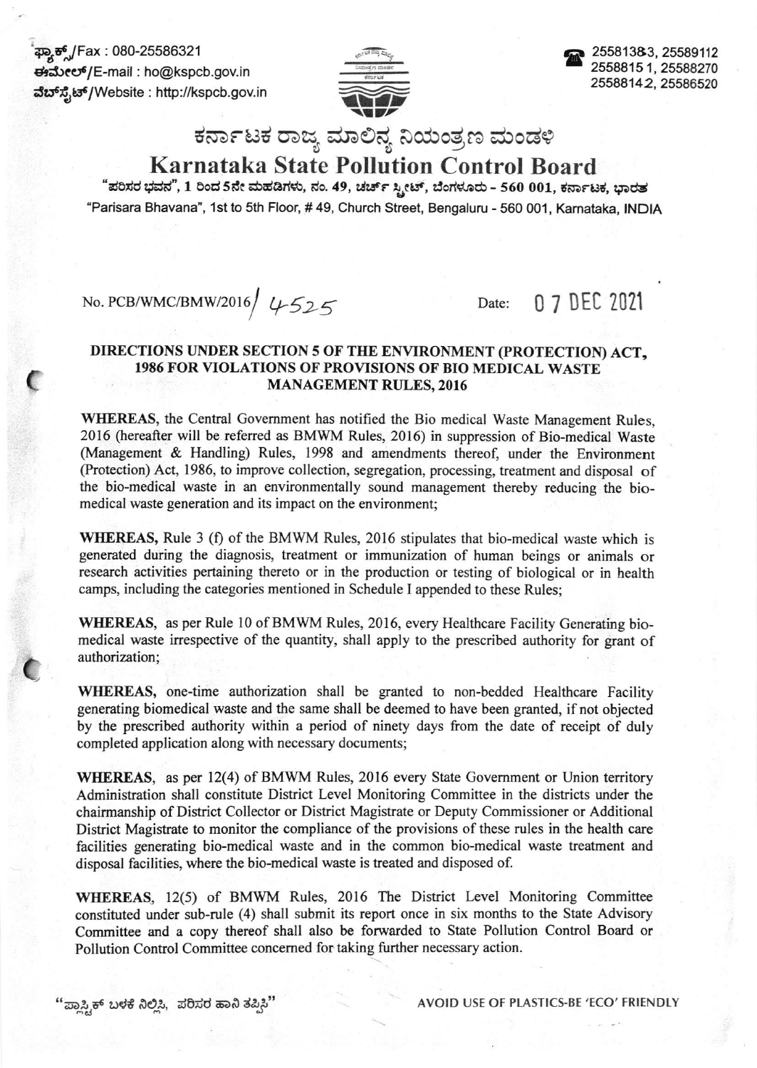ಫ್ಯಾಕ್ಸ್/Fax : 080-25586321
ಈಮೇಲ್/E-mail : ho@kspcb.gov.in
ವೆಬ್‌ಸೈಟ್/Website : http://kspcb.gov.in

25581383, 25589112
25588151, 25588270
25588142, 25586520

# ಕರ್ನಾಟಕ ರಾಜ್ಯ ಮಾಲಿನ್ಯ ನಿಯಂತ್ರಣ ಮಂಡಳಿ

# Karnataka State Pollution Control Board

"ಪರಿಸರ ಭವನ", 1 ರಿಂದ 5ನೇ ಮಹಡಿಗಳು, ನಂ. 49, ಚರ್ಚ್ ಸ್ಟ್ರೀಟ್, ಬೆಂಗಳೂರು - 560 001, ಕರ್ನಾಟಕ, ಭಾರತ

"Parisara Bhavana", 1st to 5th Floor, # 49, Church Street, Bengaluru - 560 001, Karnataka, INDIA

No. PCB/WMC/BMW/2016/ 4525

Date: 07 DEC 2021

**DIRECTIONS UNDER SECTION 5 OF THE ENVIRONMENT (PROTECTION) ACT, 1986 FOR VIOLATIONS OF PROVISIONS OF BIO MEDICAL WASTE MANAGEMENT RULES, 2016**

**WHEREAS**, the Central Government has notified the Bio medical Waste Management Rules, 2016 (hereafter will be referred as BMWM Rules, 2016) in suppression of Bio-medical Waste (Management & Handling) Rules, 1998 and amendments thereof, under the Environment (Protection) Act, 1986, to improve collection, segregation, processing, treatment and disposal of the bio-medical waste in an environmentally sound management thereby reducing the bio-medical waste generation and its impact on the environment;

**WHEREAS**, Rule 3 (f) of the BMWM Rules, 2016 stipulates that bio-medical waste which is generated during the diagnosis, treatment or immunization of human beings or animals or research activities pertaining thereto or in the production or testing of biological or in health camps, including the categories mentioned in Schedule I appended to these Rules;

**WHEREAS**, as per Rule 10 of BMWM Rules, 2016, every Healthcare Facility Generating bio-medical waste irrespective of the quantity, shall apply to the prescribed authority for grant of authorization;

**WHEREAS**, one-time authorization shall be granted to non-bedded Healthcare Facility generating biomedical waste and the same shall be deemed to have been granted, if not objected by the prescribed authority within a period of ninety days from the date of receipt of duly completed application along with necessary documents;

**WHEREAS**, as per 12(4) of BMWM Rules, 2016 every State Government or Union territory Administration shall constitute District Level Monitoring Committee in the districts under the chairmanship of District Collector or District Magistrate or Deputy Commissioner or Additional District Magistrate to monitor the compliance of the provisions of these rules in the health care facilities generating bio-medical waste and in the common bio-medical waste treatment and disposal facilities, where the bio-medical waste is treated and disposed of.

**WHEREAS**, 12(5) of BMWM Rules, 2016 The District Level Monitoring Committee constituted under sub-rule (4) shall submit its report once in six months to the State Advisory Committee and a copy thereof shall also be forwarded to State Pollution Control Board or Pollution Control Committee concerned for taking further necessary action.

"ಪ್ಲಾಸ್ಟಿಕ್ ಬಳಕೆ ನಿಲ್ಲಿಸಿ, ಪರಿಸರ ಹಾನಿ ತಪ್ಪಿಸಿ"

AVOID USE OF PLASTICS-BE 'ECO' FRIENDLY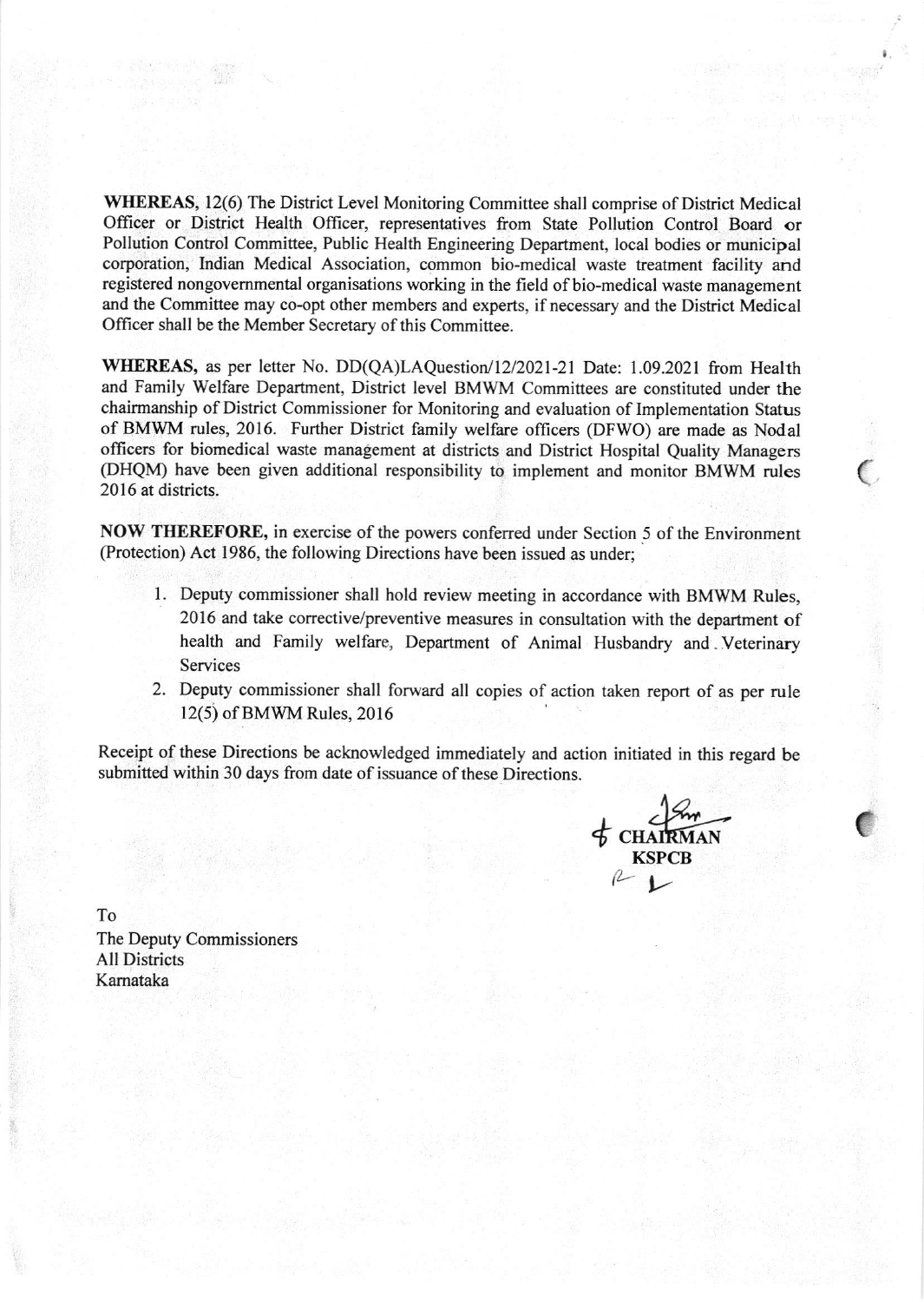**WHEREAS,** 12(6) The District Level Monitoring Committee shall comprise of District Medical Officer or District Health Officer, representatives from State Pollution Control Board or Pollution Control Committee, Public Health Engineering Department, local bodies or municipal corporation, Indian Medical Association, common bio-medical waste treatment facility and registered nongovernmental organisations working in the field of bio-medical waste management and the Committee may co-opt other members and experts, if necessary and the District Medical Officer shall be the Member Secretary of this Committee.

**WHEREAS,** as per letter No. DD(QA)LAQuestion/12/2021-21 Date: 1.09.2021 from Health and Family Welfare Department, District level BMWM Committees are constituted under the chairmanship of District Commissioner for Monitoring and evaluation of Implementation Status of BMWM rules, 2016. Further District family welfare officers (DFWO) are made as Nodal officers for biomedical waste management at districts and District Hospital Quality Managers (DHQM) have been given additional responsibility to implement and monitor BMWM rules 2016 at districts.

**NOW THEREFORE,** in exercise of the powers conferred under Section 5 of the Environment (Protection) Act 1986, the following Directions have been issued as under;

1. Deputy commissioner shall hold review meeting in accordance with BMWM Rules, 2016 and take corrective/preventive measures in consultation with the department of health and Family welfare, Department of Animal Husbandry and Veterinary Services
2. Deputy commissioner shall forward all copies of action taken report of as per rule 12(5) of BMWM Rules, 2016

Receipt of these Directions be acknowledged immediately and action initiated in this regard be submitted within 30 days from date of issuance of these Directions.

CHAIRMAN
KSPCB

To
The Deputy Commissioners
All Districts
Karnataka